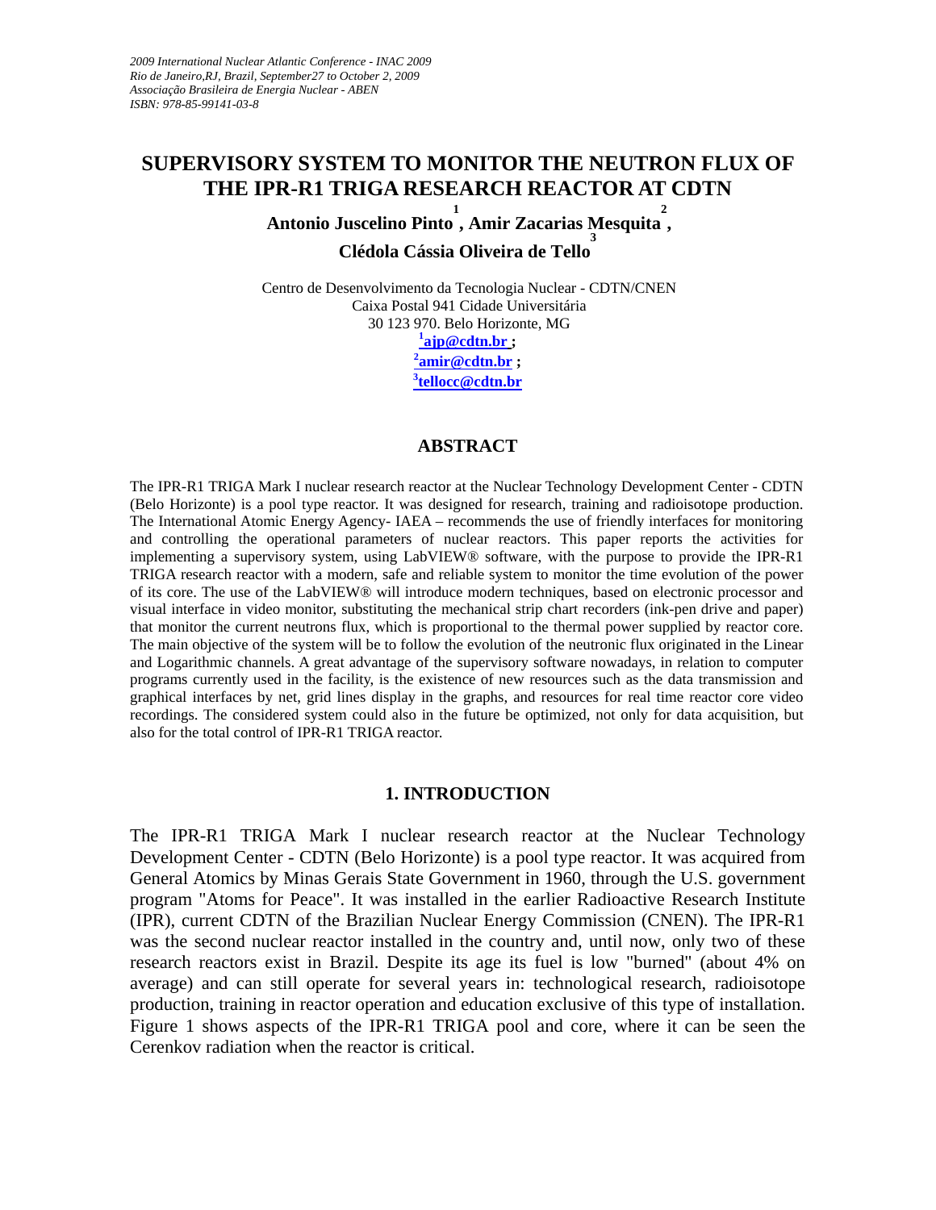*2009 International Nuclear Atlantic Conference - INAC 2009*
*Rio de Janeiro,RJ, Brazil, September27 to October 2, 2009*
*Associação Brasileira de Energia Nuclear - ABEN*
*ISBN: 978-85-99141-03-8*

# SUPERVISORY SYSTEM TO MONITOR THE NEUTRON FLUX OF THE IPR-R1 TRIGA RESEARCH REACTOR AT CDTN

**Antonio Juscelino Pinto[1], Amir Zacarias Mesquita[2], Clédola Cássia Oliveira de Tello[3]**

Centro de Desenvolvimento da Tecnologia Nuclear - CDTN/CNEN
Caixa Postal 941 Cidade Universitária
30 123 970. Belo Horizonte, MG
[1]ajp@cdtn.br ;
[2]amir@cdtn.br ;
[3]tellocc@cdtn.br

## ABSTRACT

The IPR-R1 TRIGA Mark I nuclear research reactor at the Nuclear Technology Development Center - CDTN (Belo Horizonte) is a pool type reactor. It was designed for research, training and radioisotope production. The International Atomic Energy Agency- IAEA – recommends the use of friendly interfaces for monitoring and controlling the operational parameters of nuclear reactors. This paper reports the activities for implementing a supervisory system, using LabVIEW® software, with the purpose to provide the IPR-R1 TRIGA research reactor with a modern, safe and reliable system to monitor the time evolution of the power of its core. The use of the LabVIEW® will introduce modern techniques, based on electronic processor and visual interface in video monitor, substituting the mechanical strip chart recorders (ink-pen drive and paper) that monitor the current neutrons flux, which is proportional to the thermal power supplied by reactor core. The main objective of the system will be to follow the evolution of the neutronic flux originated in the Linear and Logarithmic channels. A great advantage of the supervisory software nowadays, in relation to computer programs currently used in the facility, is the existence of new resources such as the data transmission and graphical interfaces by net, grid lines display in the graphs, and resources for real time reactor core video recordings. The considered system could also in the future be optimized, not only for data acquisition, but also for the total control of IPR-R1 TRIGA reactor.

## 1. INTRODUCTION

The IPR-R1 TRIGA Mark I nuclear research reactor at the Nuclear Technology Development Center - CDTN (Belo Horizonte) is a pool type reactor. It was acquired from General Atomics by Minas Gerais State Government in 1960, through the U.S. government program "Atoms for Peace". It was installed in the earlier Radioactive Research Institute (IPR), current CDTN of the Brazilian Nuclear Energy Commission (CNEN). The IPR-R1 was the second nuclear reactor installed in the country and, until now, only two of these research reactors exist in Brazil. Despite its age its fuel is low "burned" (about 4% on average) and can still operate for several years in: technological research, radioisotope production, training in reactor operation and education exclusive of this type of installation. Figure 1 shows aspects of the IPR-R1 TRIGA pool and core, where it can be seen the Cerenkov radiation when the reactor is critical.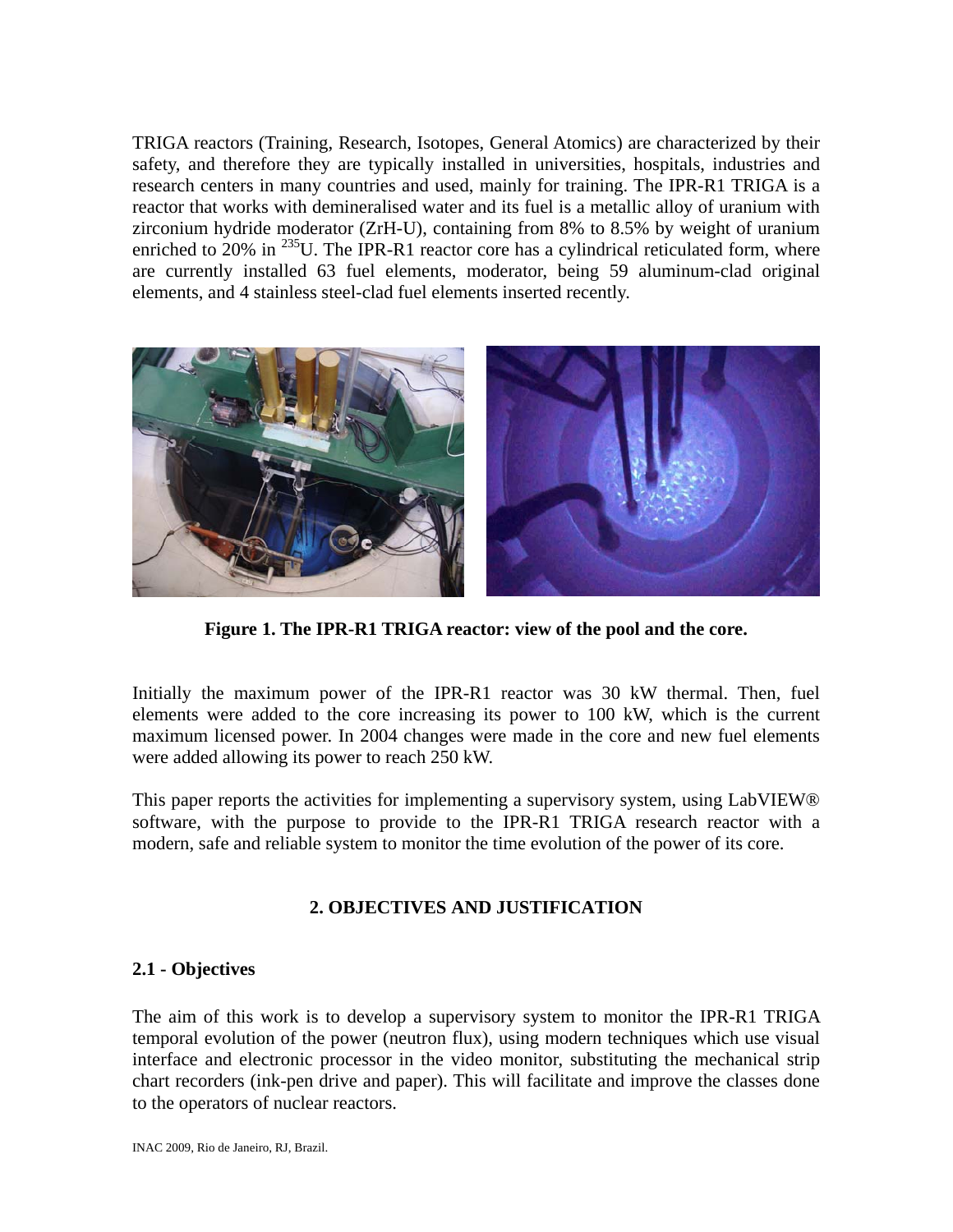TRIGA reactors (Training, Research, Isotopes, General Atomics) are characterized by their safety, and therefore they are typically installed in universities, hospitals, industries and research centers in many countries and used, mainly for training. The IPR-R1 TRIGA is a reactor that works with demineralised water and its fuel is a metallic alloy of uranium with zirconium hydride moderator (ZrH-U), containing from 8% to 8.5% by weight of uranium enriched to 20% in $^{235}$U. The IPR-R1 reactor core has a cylindrical reticulated form, where are currently installed 63 fuel elements, moderator, being 59 aluminum-clad original elements, and 4 stainless steel-clad fuel elements inserted recently.

**Figure 1. The IPR-R1 TRIGA reactor: view of the pool and the core.**

Initially the maximum power of the IPR-R1 reactor was 30 kW thermal. Then, fuel elements were added to the core increasing its power to 100 kW, which is the current maximum licensed power. In 2004 changes were made in the core and new fuel elements were added allowing its power to reach 250 kW.

This paper reports the activities for implementing a supervisory system, using LabVIEW® software, with the purpose to provide to the IPR-R1 TRIGA research reactor with a modern, safe and reliable system to monitor the time evolution of the power of its core.

## 2. OBJECTIVES AND JUSTIFICATION

### 2.1 - Objectives

The aim of this work is to develop a supervisory system to monitor the IPR-R1 TRIGA temporal evolution of the power (neutron flux), using modern techniques which use visual interface and electronic processor in the video monitor, substituting the mechanical strip chart recorders (ink-pen drive and paper). This will facilitate and improve the classes done to the operators of nuclear reactors.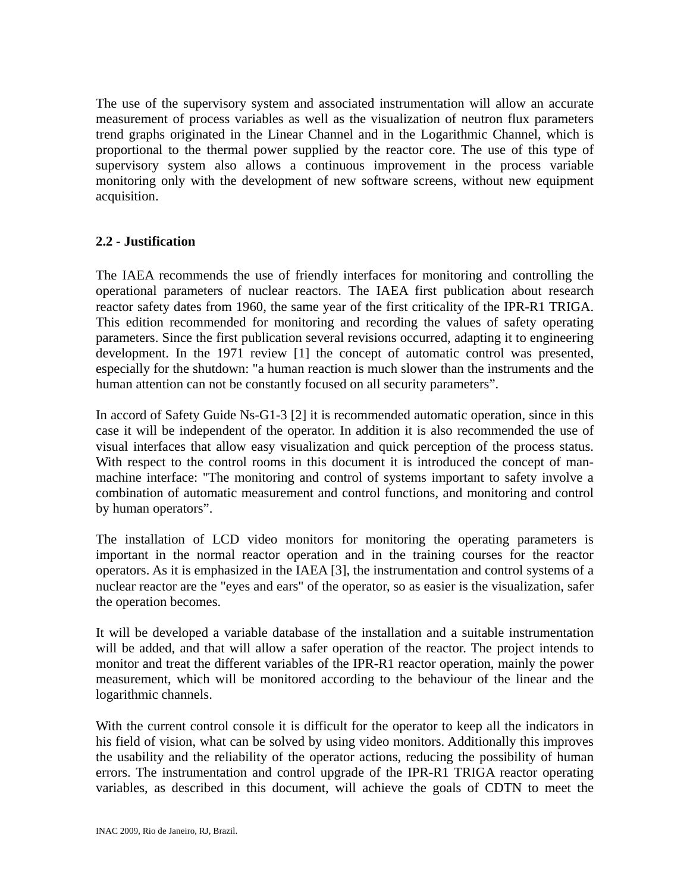The use of the supervisory system and associated instrumentation will allow an accurate measurement of process variables as well as the visualization of neutron flux parameters trend graphs originated in the Linear Channel and in the Logarithmic Channel, which is proportional to the thermal power supplied by the reactor core. The use of this type of supervisory system also allows a continuous improvement in the process variable monitoring only with the development of new software screens, without new equipment acquisition.

## 2.2 - Justification

The IAEA recommends the use of friendly interfaces for monitoring and controlling the operational parameters of nuclear reactors. The IAEA first publication about research reactor safety dates from 1960, the same year of the first criticality of the IPR-R1 TRIGA. This edition recommended for monitoring and recording the values of safety operating parameters. Since the first publication several revisions occurred, adapting it to engineering development. In the 1971 review [1] the concept of automatic control was presented, especially for the shutdown: "a human reaction is much slower than the instruments and the human attention can not be constantly focused on all security parameters".

In accord of Safety Guide Ns-G1-3 [2] it is recommended automatic operation, since in this case it will be independent of the operator. In addition it is also recommended the use of visual interfaces that allow easy visualization and quick perception of the process status. With respect to the control rooms in this document it is introduced the concept of man-machine interface: "The monitoring and control of systems important to safety involve a combination of automatic measurement and control functions, and monitoring and control by human operators".

The installation of LCD video monitors for monitoring the operating parameters is important in the normal reactor operation and in the training courses for the reactor operators. As it is emphasized in the IAEA [3], the instrumentation and control systems of a nuclear reactor are the "eyes and ears" of the operator, so as easier is the visualization, safer the operation becomes.

It will be developed a variable database of the installation and a suitable instrumentation will be added, and that will allow a safer operation of the reactor. The project intends to monitor and treat the different variables of the IPR-R1 reactor operation, mainly the power measurement, which will be monitored according to the behaviour of the linear and the logarithmic channels.

With the current control console it is difficult for the operator to keep all the indicators in his field of vision, what can be solved by using video monitors. Additionally this improves the usability and the reliability of the operator actions, reducing the possibility of human errors. The instrumentation and control upgrade of the IPR-R1 TRIGA reactor operating variables, as described in this document, will achieve the goals of CDTN to meet the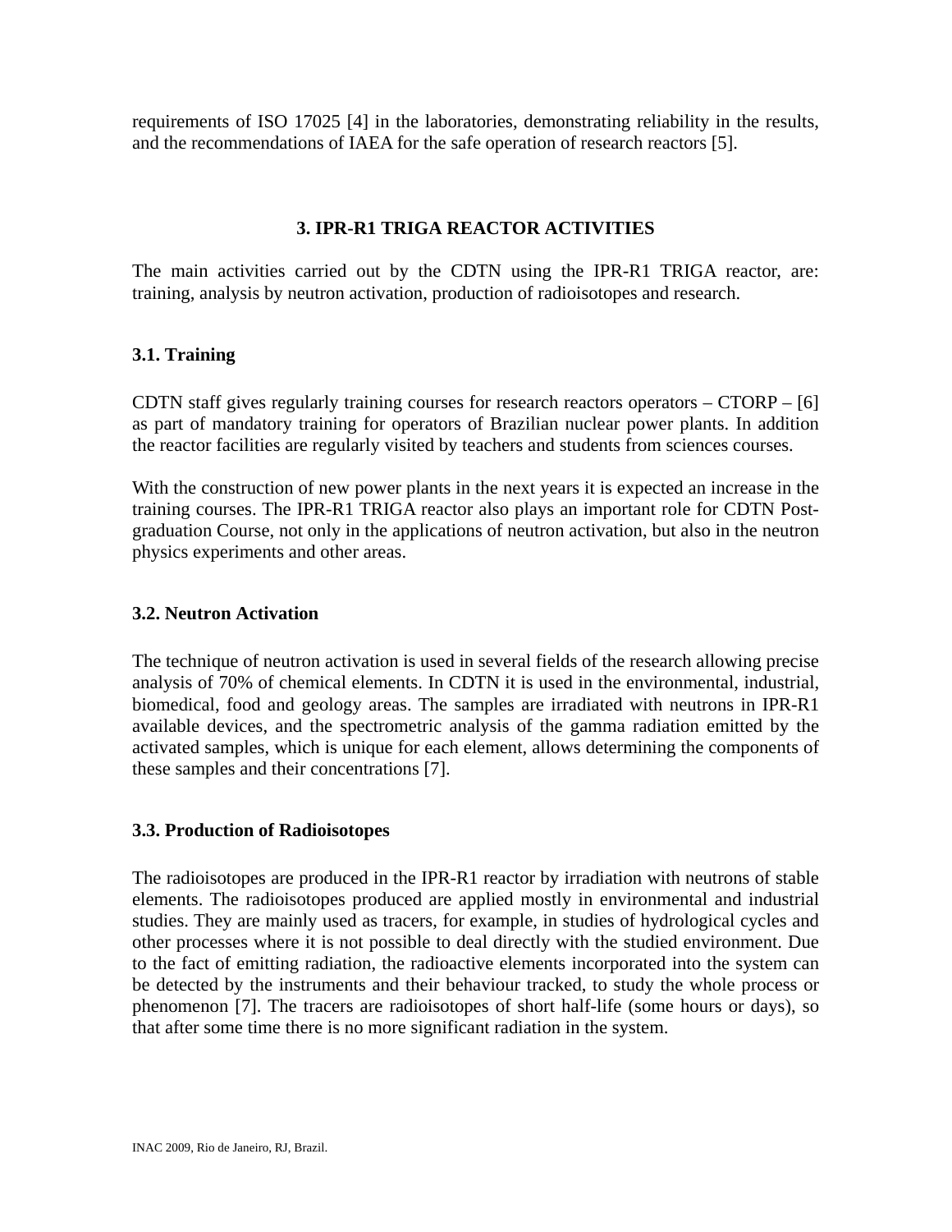requirements of ISO 17025 [4] in the laboratories, demonstrating reliability in the results, and the recommendations of IAEA for the safe operation of research reactors [5].

## 3. IPR-R1 TRIGA REACTOR ACTIVITIES

The main activities carried out by the CDTN using the IPR-R1 TRIGA reactor, are: training, analysis by neutron activation, production of radioisotopes and research.

### 3.1. Training

CDTN staff gives regularly training courses for research reactors operators – CTORP – [6] as part of mandatory training for operators of Brazilian nuclear power plants. In addition the reactor facilities are regularly visited by teachers and students from sciences courses.

With the construction of new power plants in the next years it is expected an increase in the training courses. The IPR-R1 TRIGA reactor also plays an important role for CDTN Post-graduation Course, not only in the applications of neutron activation, but also in the neutron physics experiments and other areas.

### 3.2. Neutron Activation

The technique of neutron activation is used in several fields of the research allowing precise analysis of 70% of chemical elements. In CDTN it is used in the environmental, industrial, biomedical, food and geology areas. The samples are irradiated with neutrons in IPR-R1 available devices, and the spectrometric analysis of the gamma radiation emitted by the activated samples, which is unique for each element, allows determining the components of these samples and their concentrations [7].

### 3.3. Production of Radioisotopes

The radioisotopes are produced in the IPR-R1 reactor by irradiation with neutrons of stable elements. The radioisotopes produced are applied mostly in environmental and industrial studies. They are mainly used as tracers, for example, in studies of hydrological cycles and other processes where it is not possible to deal directly with the studied environment. Due to the fact of emitting radiation, the radioactive elements incorporated into the system can be detected by the instruments and their behaviour tracked, to study the whole process or phenomenon [7]. The tracers are radioisotopes of short half-life (some hours or days), so that after some time there is no more significant radiation in the system.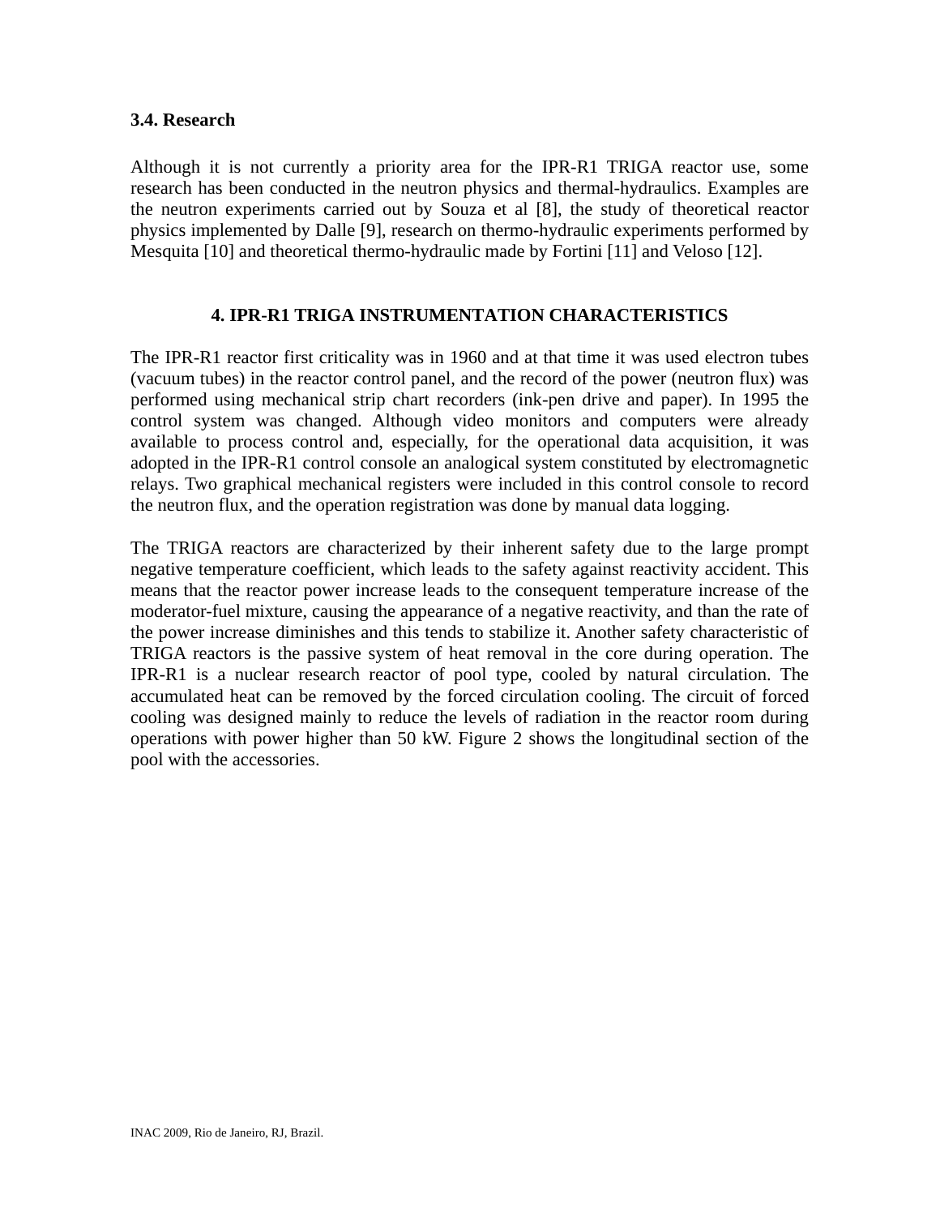### 3.4. Research

Although it is not currently a priority area for the IPR-R1 TRIGA reactor use, some research has been conducted in the neutron physics and thermal-hydraulics. Examples are the neutron experiments carried out by Souza et al [8], the study of theoretical reactor physics implemented by Dalle [9], research on thermo-hydraulic experiments performed by Mesquita [10] and theoretical thermo-hydraulic made by Fortini [11] and Veloso [12].

## 4. IPR-R1 TRIGA INSTRUMENTATION CHARACTERISTICS

The IPR-R1 reactor first criticality was in 1960 and at that time it was used electron tubes (vacuum tubes) in the reactor control panel, and the record of the power (neutron flux) was performed using mechanical strip chart recorders (ink-pen drive and paper). In 1995 the control system was changed. Although video monitors and computers were already available to process control and, especially, for the operational data acquisition, it was adopted in the IPR-R1 control console an analogical system constituted by electromagnetic relays. Two graphical mechanical registers were included in this control console to record the neutron flux, and the operation registration was done by manual data logging.

The TRIGA reactors are characterized by their inherent safety due to the large prompt negative temperature coefficient, which leads to the safety against reactivity accident. This means that the reactor power increase leads to the consequent temperature increase of the moderator-fuel mixture, causing the appearance of a negative reactivity, and than the rate of the power increase diminishes and this tends to stabilize it. Another safety characteristic of TRIGA reactors is the passive system of heat removal in the core during operation. The IPR-R1 is a nuclear research reactor of pool type, cooled by natural circulation. The accumulated heat can be removed by the forced circulation cooling. The circuit of forced cooling was designed mainly to reduce the levels of radiation in the reactor room during operations with power higher than 50 kW. Figure 2 shows the longitudinal section of the pool with the accessories.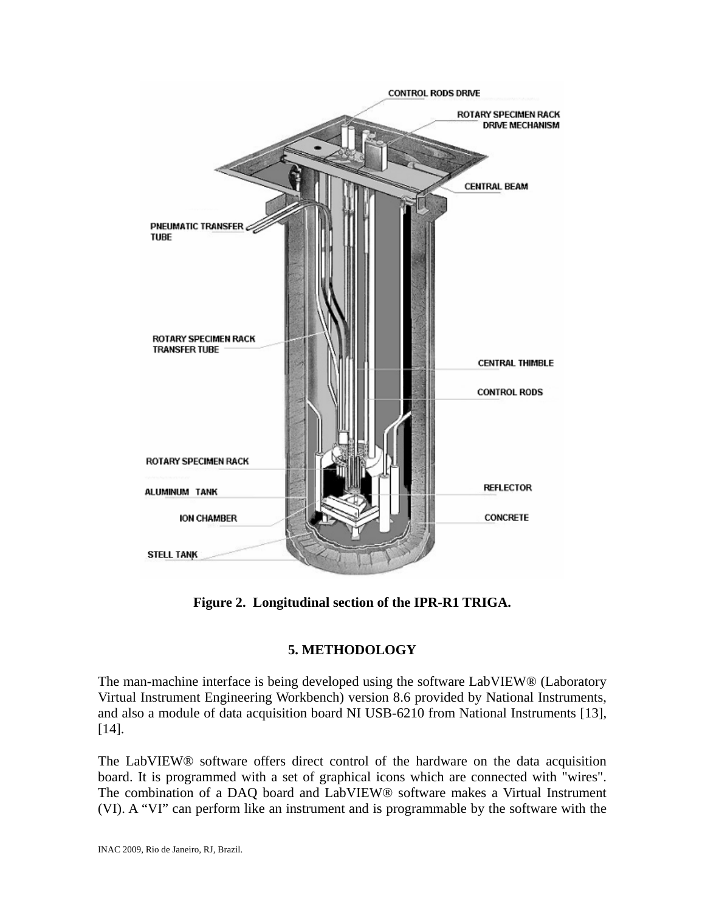**Figure 2. Longitudinal section of the IPR-R1 TRIGA.**

## 5. METHODOLOGY

The man-machine interface is being developed using the software LabVIEW® (Laboratory Virtual Instrument Engineering Workbench) version 8.6 provided by National Instruments, and also a module of data acquisition board NI USB-6210 from National Instruments [13], [14].

The LabVIEW® software offers direct control of the hardware on the data acquisition board. It is programmed with a set of graphical icons which are connected with "wires". The combination of a DAQ board and LabVIEW® software makes a Virtual Instrument (VI). A “VI” can perform like an instrument and is programmable by the software with the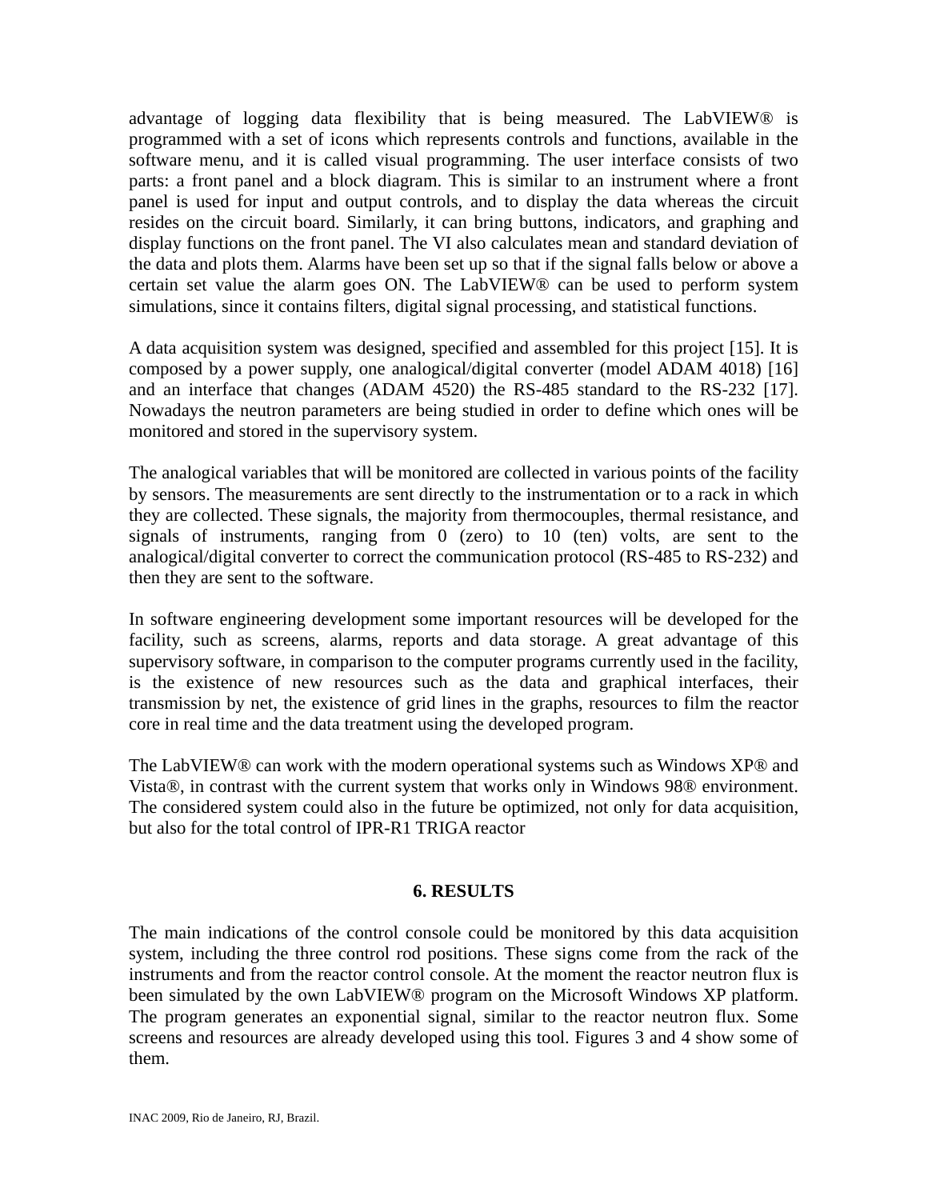advantage of logging data flexibility that is being measured. The LabVIEW® is programmed with a set of icons which represents controls and functions, available in the software menu, and it is called visual programming. The user interface consists of two parts: a front panel and a block diagram. This is similar to an instrument where a front panel is used for input and output controls, and to display the data whereas the circuit resides on the circuit board. Similarly, it can bring buttons, indicators, and graphing and display functions on the front panel. The VI also calculates mean and standard deviation of the data and plots them. Alarms have been set up so that if the signal falls below or above a certain set value the alarm goes ON. The LabVIEW® can be used to perform system simulations, since it contains filters, digital signal processing, and statistical functions.

A data acquisition system was designed, specified and assembled for this project [15]. It is composed by a power supply, one analogical/digital converter (model ADAM 4018) [16] and an interface that changes (ADAM 4520) the RS-485 standard to the RS-232 [17]. Nowadays the neutron parameters are being studied in order to define which ones will be monitored and stored in the supervisory system.

The analogical variables that will be monitored are collected in various points of the facility by sensors. The measurements are sent directly to the instrumentation or to a rack in which they are collected. These signals, the majority from thermocouples, thermal resistance, and signals of instruments, ranging from 0 (zero) to 10 (ten) volts, are sent to the analogical/digital converter to correct the communication protocol (RS-485 to RS-232) and then they are sent to the software.

In software engineering development some important resources will be developed for the facility, such as screens, alarms, reports and data storage. A great advantage of this supervisory software, in comparison to the computer programs currently used in the facility, is the existence of new resources such as the data and graphical interfaces, their transmission by net, the existence of grid lines in the graphs, resources to film the reactor core in real time and the data treatment using the developed program.

The LabVIEW® can work with the modern operational systems such as Windows XP® and Vista®, in contrast with the current system that works only in Windows 98® environment. The considered system could also in the future be optimized, not only for data acquisition, but also for the total control of IPR-R1 TRIGA reactor

## 6. RESULTS

The main indications of the control console could be monitored by this data acquisition system, including the three control rod positions. These signs come from the rack of the instruments and from the reactor control console. At the moment the reactor neutron flux is been simulated by the own LabVIEW® program on the Microsoft Windows XP platform. The program generates an exponential signal, similar to the reactor neutron flux. Some screens and resources are already developed using this tool. Figures 3 and 4 show some of them.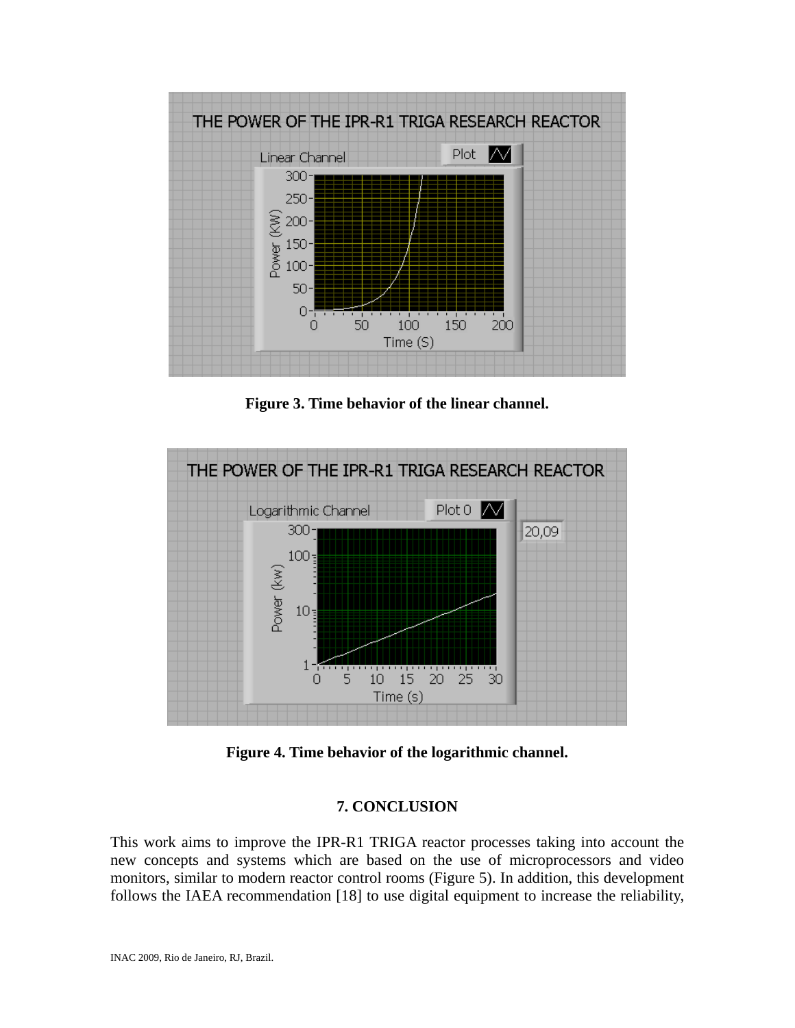Figure 3. Time behavior of the linear channel.

Figure 4. Time behavior of the logarithmic channel.

## 7. CONCLUSION

This work aims to improve the IPR-R1 TRIGA reactor processes taking into account the new concepts and systems which are based on the use of microprocessors and video monitors, similar to modern reactor control rooms (Figure 5). In addition, this development follows the IAEA recommendation [18] to use digital equipment to increase the reliability,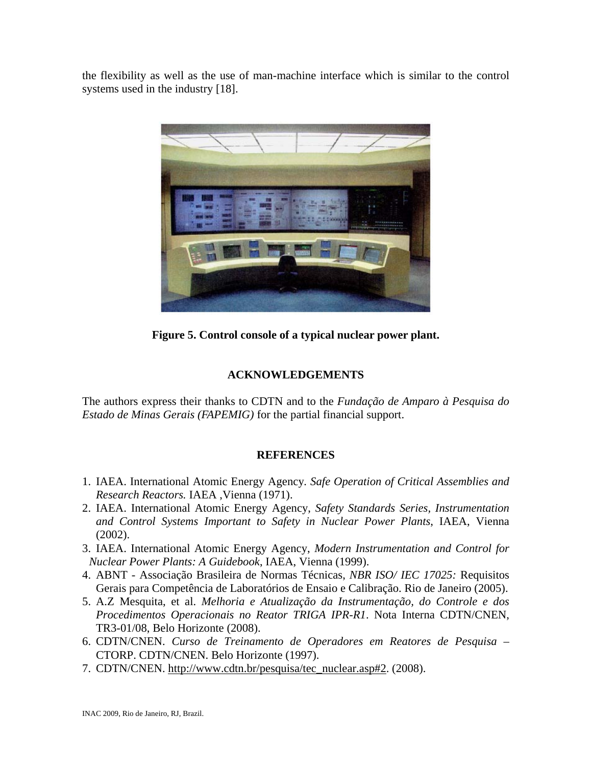the flexibility as well as the use of man-machine interface which is similar to the control systems used in the industry [18].

**Figure 5. Control console of a typical nuclear power plant.**

## ACKNOWLEDGEMENTS

The authors express their thanks to CDTN and to the *Fundação de Amparo à Pesquisa do Estado de Minas Gerais (FAPEMIG)* for the partial financial support.

## REFERENCES

1. IAEA. International Atomic Energy Agency. *Safe Operation of Critical Assemblies and Research Reactors.* IAEA ,Vienna (1971).
2. IAEA. International Atomic Energy Agency, *Safety Standards Series*, *Instrumentation and Control Systems Important to Safety in Nuclear Power Plants*, IAEA, Vienna (2002).
3. IAEA. International Atomic Energy Agency, *Modern Instrumentation and Control for Nuclear Power Plants: A Guidebook*, IAEA, Vienna (1999).
4. ABNT - Associação Brasileira de Normas Técnicas, *NBR ISO/ IEC 17025:* Requisitos Gerais para Competência de Laboratórios de Ensaio e Calibração. Rio de Janeiro (2005).
5. A.Z Mesquita, et al. *Melhoria e Atualização da Instrumentação, do Controle e dos Procedimentos Operacionais no Reator TRIGA IPR-R1*. Nota Interna CDTN/CNEN, TR3-01/08, Belo Horizonte (2008).
6. CDTN/CNEN. *Curso de Treinamento de Operadores em Reatores de Pesquisa* – CTORP. CDTN/CNEN. Belo Horizonte (1997).
7. CDTN/CNEN. http://www.cdtn.br/pesquisa/tec_nuclear.asp#2. (2008).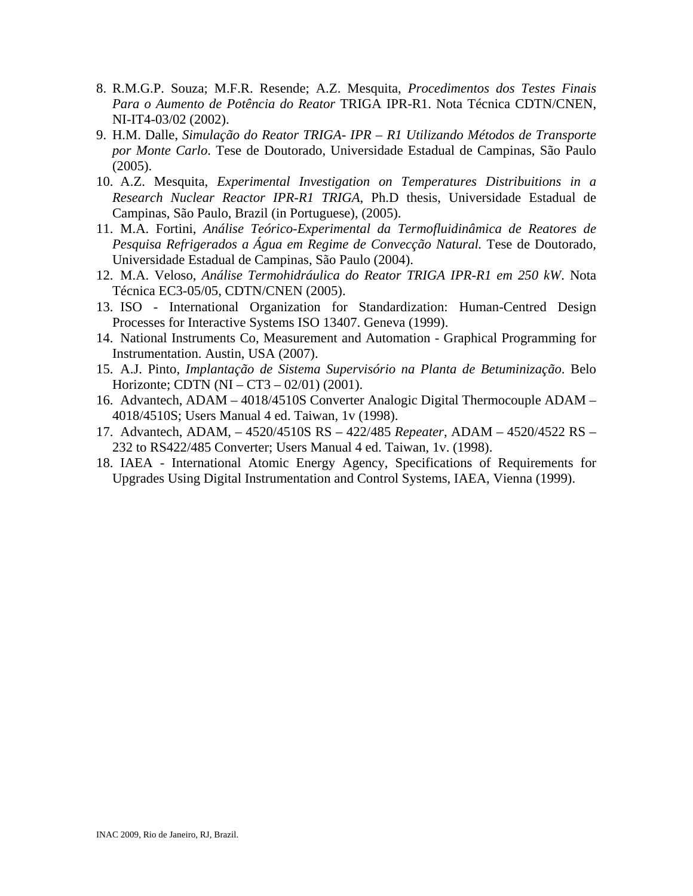8. R.M.G.P. Souza; M.F.R. Resende; A.Z. Mesquita, *Procedimentos dos Testes Finais Para o Aumento de Potência do Reator* TRIGA IPR-R1. Nota Técnica CDTN/CNEN, NI-IT4-03/02 (2002).
9. H.M. Dalle, *Simulação do Reator TRIGA- IPR – R1 Utilizando Métodos de Transporte por Monte Carlo*. Tese de Doutorado, Universidade Estadual de Campinas, São Paulo (2005).
10. A.Z. Mesquita, *Experimental Investigation on Temperatures Distribuitions in a Research Nuclear Reactor IPR-R1 TRIGA*, Ph.D thesis, Universidade Estadual de Campinas, São Paulo, Brazil (in Portuguese), (2005).
11. M.A. Fortini, *Análise Teórico-Experimental da Termofluidinâmica de Reatores de Pesquisa Refrigerados a Água em Regime de Convecção Natural.* Tese de Doutorado, Universidade Estadual de Campinas, São Paulo (2004).
12. M.A. Veloso, *Análise Termohidráulica do Reator TRIGA IPR-R1 em 250 kW*. Nota Técnica EC3-05/05, CDTN/CNEN (2005).
13. ISO - International Organization for Standardization: Human-Centred Design Processes for Interactive Systems ISO 13407. Geneva (1999).
14. National Instruments Co, Measurement and Automation - Graphical Programming for Instrumentation. Austin, USA (2007).
15. A.J. Pinto, *Implantação de Sistema Supervisório na Planta de Betuminização*. Belo Horizonte; CDTN (NI – CT3 – 02/01) (2001).
16. Advantech, ADAM – 4018/4510S Converter Analogic Digital Thermocouple ADAM – 4018/4510S; Users Manual 4 ed. Taiwan, 1v (1998).
17. Advantech, ADAM, – 4520/4510S RS – 422/485 *Repeater*, ADAM – 4520/4522 RS – 232 to RS422/485 Converter; Users Manual 4 ed. Taiwan, 1v. (1998).
18. IAEA - International Atomic Energy Agency, Specifications of Requirements for Upgrades Using Digital Instrumentation and Control Systems, IAEA, Vienna (1999).